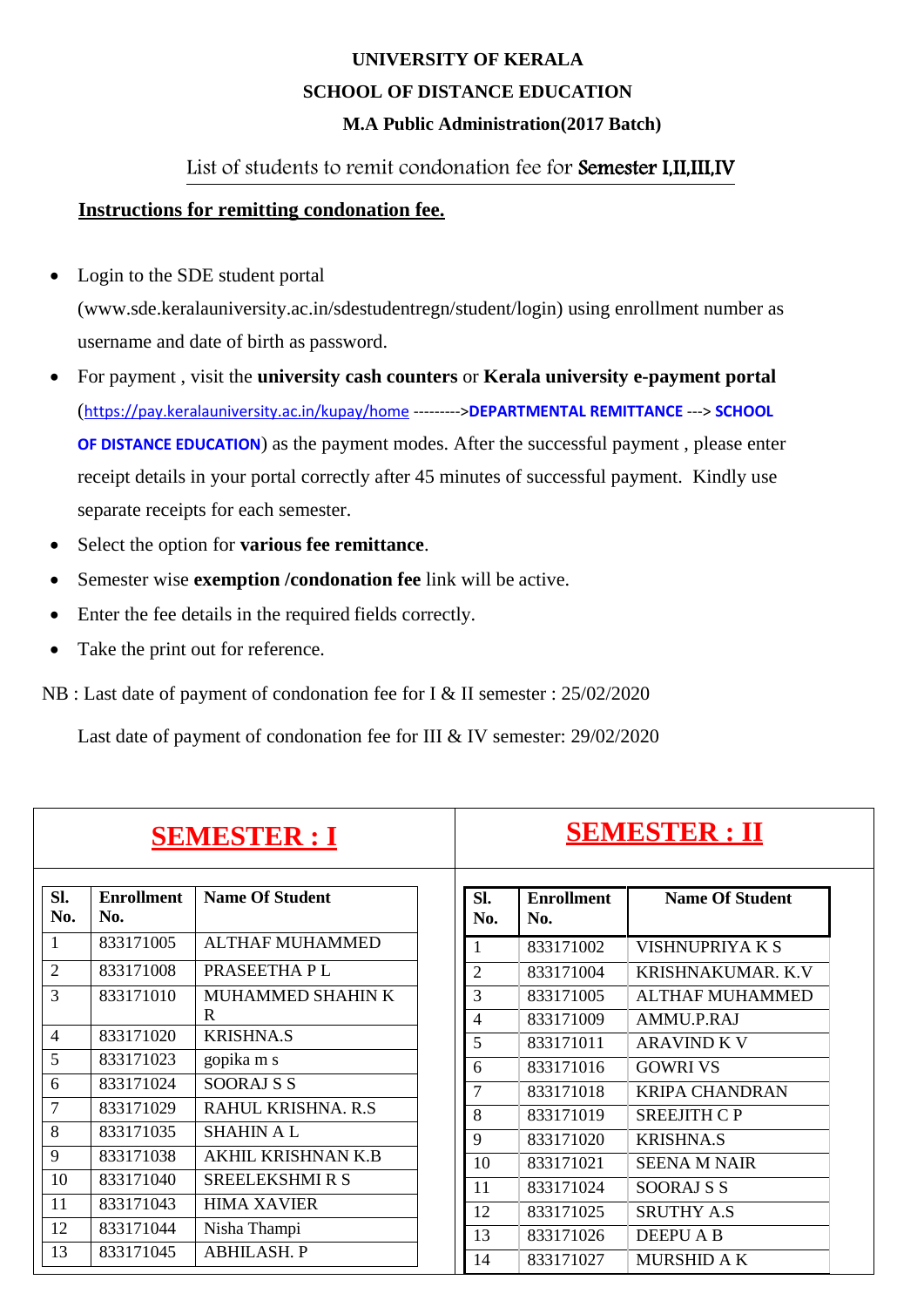**UNIVERSITY OF KERALA**

**SCHOOL OF DISTANCE EDUCATION**

**M.A Public Administration(2017 Batch)**

List of students to remit condonation fee for **Semester I,II,III,IV**

**Instructions for remitting condonation fee.**

- Login to the SDE student portal (www.sde.keralauniversity.ac.in/sdestudentregn/student/login) using enrollment number as username and date of birth as password.
- For payment , visit the **university cash counters** or **Kerala university e-payment portal** (https://pay.keralauniversity.ac.in/kupay/home --------->**DEPARTMENTAL REMITTANCE** ---> **SCHOOL OF DISTANCE EDUCATION**) as the payment modes. After the successful payment , please enter receipt details in your portal correctly after 45 minutes of successful payment. Kindly use separate receipts for each semester.
- Select the option for **various fee remittance**.
- Semester wise **exemption /condonation fee** link will be active.
- Enter the fee details in the required fields correctly.
- Take the print out for reference.

NB : Last date of payment of condonation fee for I & II semester : 25/02/2020

Last date of payment of condonation fee for III & IV semester: 29/02/2020

## SEMESTER : I

| Sl. No. | Enrollment No. | Name Of Student |
|---|---|---|
| 1 | 833171005 | ALTHAF MUHAMMED |
| 2 | 833171008 | PRASEETHA P L |
| 3 | 833171010 | MUHAMMED SHAHIN K R |
| 4 | 833171020 | KRISHNA.S |
| 5 | 833171023 | gopika m s |
| 6 | 833171024 | SOORAJ S S |
| 7 | 833171029 | RAHUL KRISHNA. R.S |
| 8 | 833171035 | SHAHIN A L |
| 9 | 833171038 | AKHIL KRISHNAN K.B |
| 10 | 833171040 | SREELEKSHMI R S |
| 11 | 833171043 | HIMA XAVIER |
| 12 | 833171044 | Nisha Thampi |
| 13 | 833171045 | ABHILASH. P |

## SEMESTER : II

| Sl. No. | Enrollment No. | Name Of Student |
|---|---|---|
| 1 | 833171002 | VISHNUPRIYA K S |
| 2 | 833171004 | KRISHNAKUMAR. K.V |
| 3 | 833171005 | ALTHAF MUHAMMED |
| 4 | 833171009 | AMMU.P.RAJ |
| 5 | 833171011 | ARAVIND K V |
| 6 | 833171016 | GOWRI VS |
| 7 | 833171018 | KRIPA CHANDRAN |
| 8 | 833171019 | SREEJITH C P |
| 9 | 833171020 | KRISHNA.S |
| 10 | 833171021 | SEENA M NAIR |
| 11 | 833171024 | SOORAJ S S |
| 12 | 833171025 | SRUTHY A.S |
| 13 | 833171026 | DEEPU A B |
| 14 | 833171027 | MURSHID A K |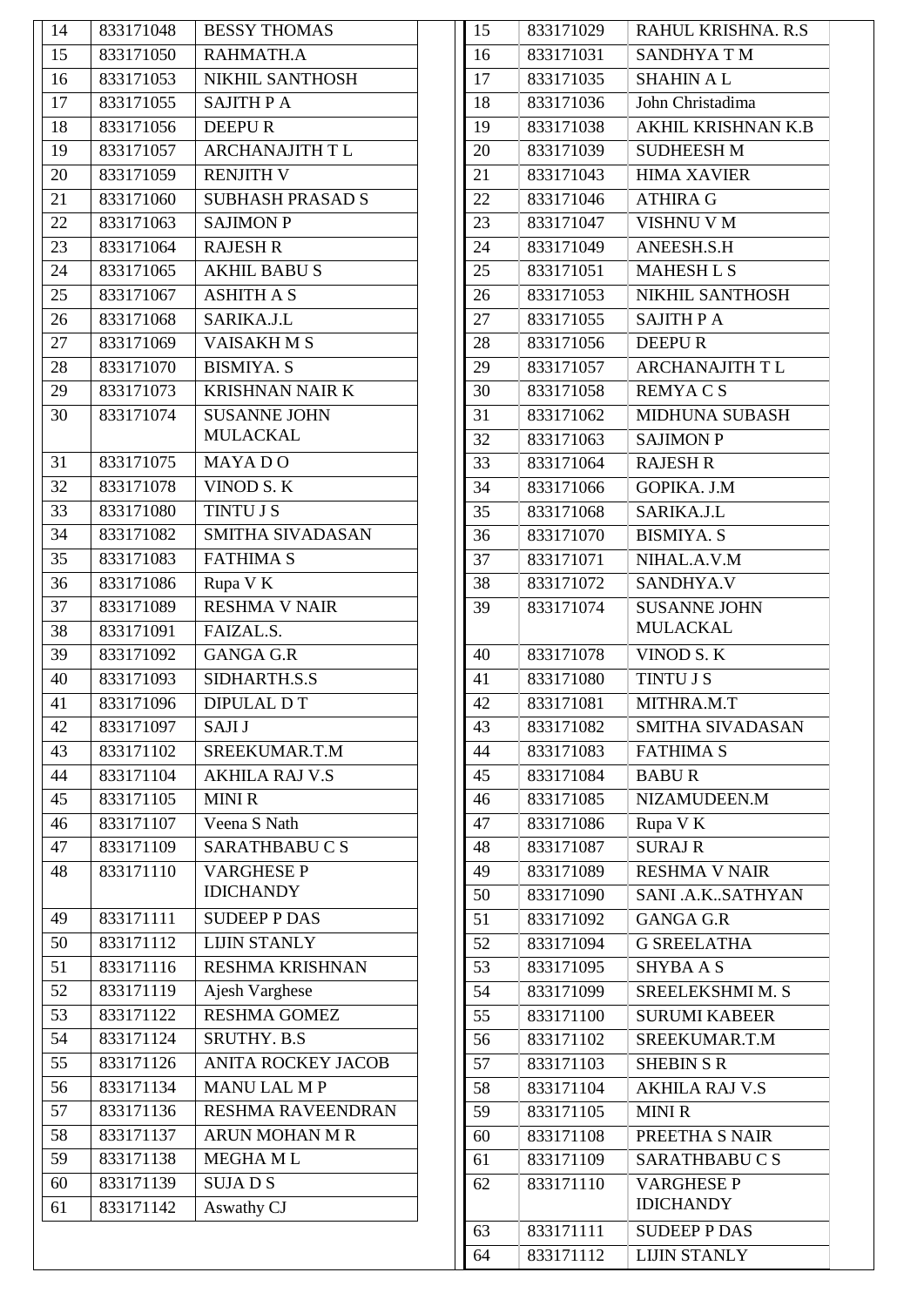| 14 | 833171048 | BESSY THOMAS |
|---|---|---|
| 15 | 833171050 | RAHMATH.A |
| 16 | 833171053 | NIKHIL SANTHOSH |
| 17 | 833171055 | SAJITH P A |
| 18 | 833171056 | DEEPU R |
| 19 | 833171057 | ARCHANAJITH T L |
| 20 | 833171059 | RENJITH V |
| 21 | 833171060 | SUBHASH PRASAD S |
| 22 | 833171063 | SAJIMON P |
| 23 | 833171064 | RAJESH R |
| 24 | 833171065 | AKHIL BABU S |
| 25 | 833171067 | ASHITH A S |
| 26 | 833171068 | SARIKA.J.L |
| 27 | 833171069 | VAISAKH M S |
| 28 | 833171070 | BISMIYA. S |
| 29 | 833171073 | KRISHNAN NAIR K |
| 30 | 833171074 | SUSANNE JOHN MULACKAL |
| 31 | 833171075 | MAYA D O |
| 32 | 833171078 | VINOD S. K |
| 33 | 833171080 | TINTU J S |
| 34 | 833171082 | SMITHA SIVADASAN |
| 35 | 833171083 | FATHIMA S |
| 36 | 833171086 | Rupa V K |
| 37 | 833171089 | RESHMA V NAIR |
| 38 | 833171091 | FAIZAL.S. |
| 39 | 833171092 | GANGA G.R |
| 40 | 833171093 | SIDHARTH.S.S |
| 41 | 833171096 | DIPULAL D T |
| 42 | 833171097 | SAJI J |
| 43 | 833171102 | SREEKUMAR.T.M |
| 44 | 833171104 | AKHILA RAJ V.S |
| 45 | 833171105 | MINI R |
| 46 | 833171107 | Veena S Nath |
| 47 | 833171109 | SARATHBABU C S |
| 48 | 833171110 | VARGHESE P IDICHANDY |
| 49 | 833171111 | SUDEEP P DAS |
| 50 | 833171112 | LIJIN STANLY |
| 51 | 833171116 | RESHMA KRISHNAN |
| 52 | 833171119 | Ajesh Varghese |
| 53 | 833171122 | RESHMA GOMEZ |
| 54 | 833171124 | SRUTHY. B.S |
| 55 | 833171126 | ANITA ROCKEY JACOB |
| 56 | 833171134 | MANU LAL M P |
| 57 | 833171136 | RESHMA RAVEENDRAN |
| 58 | 833171137 | ARUN MOHAN M R |
| 59 | 833171138 | MEGHA M L |
| 60 | 833171139 | SUJA D S |
| 61 | 833171142 | Aswathy CJ |

| 15 | 833171029 | RAHUL KRISHNA. R.S |
|---|---|---|
| 16 | 833171031 | SANDHYA T M |
| 17 | 833171035 | SHAHIN A L |
| 18 | 833171036 | John Christadima |
| 19 | 833171038 | AKHIL KRISHNAN K.B |
| 20 | 833171039 | SUDHEESH M |
| 21 | 833171043 | HIMA XAVIER |
| 22 | 833171046 | ATHIRA G |
| 23 | 833171047 | VISHNU V M |
| 24 | 833171049 | ANEESH.S.H |
| 25 | 833171051 | MAHESH L S |
| 26 | 833171053 | NIKHIL SANTHOSH |
| 27 | 833171055 | SAJITH P A |
| 28 | 833171056 | DEEPU R |
| 29 | 833171057 | ARCHANAJITH T L |
| 30 | 833171058 | REMYA C S |
| 31 | 833171062 | MIDHUNA SUBASH |
| 32 | 833171063 | SAJIMON P |
| 33 | 833171064 | RAJESH R |
| 34 | 833171066 | GOPIKA. J.M |
| 35 | 833171068 | SARIKA.J.L |
| 36 | 833171070 | BISMIYA. S |
| 37 | 833171071 | NIHAL.A.V.M |
| 38 | 833171072 | SANDHYA.V |
| 39 | 833171074 | SUSANNE JOHN MULACKAL |
| 40 | 833171078 | VINOD S. K |
| 41 | 833171080 | TINTU J S |
| 42 | 833171081 | MITHRA.M.T |
| 43 | 833171082 | SMITHA SIVADASAN |
| 44 | 833171083 | FATHIMA S |
| 45 | 833171084 | BABU R |
| 46 | 833171085 | NIZAMUDEEN.M |
| 47 | 833171086 | Rupa V K |
| 48 | 833171087 | SURAJ R |
| 49 | 833171089 | RESHMA V NAIR |
| 50 | 833171090 | SANI .A.K..SATHYAN |
| 51 | 833171092 | GANGA G.R |
| 52 | 833171094 | G SREELATHA |
| 53 | 833171095 | SHYBA A S |
| 54 | 833171099 | SREELEKSHMI M. S |
| 55 | 833171100 | SURUMI KABEER |
| 56 | 833171102 | SREEKUMAR.T.M |
| 57 | 833171103 | SHEBIN S R |
| 58 | 833171104 | AKHILA RAJ V.S |
| 59 | 833171105 | MINI R |
| 60 | 833171108 | PREETHA S NAIR |
| 61 | 833171109 | SARATHBABU C S |
| 62 | 833171110 | VARGHESE P IDICHANDY |
| 63 | 833171111 | SUDEEP P DAS |
| 64 | 833171112 | LIJIN STANLY |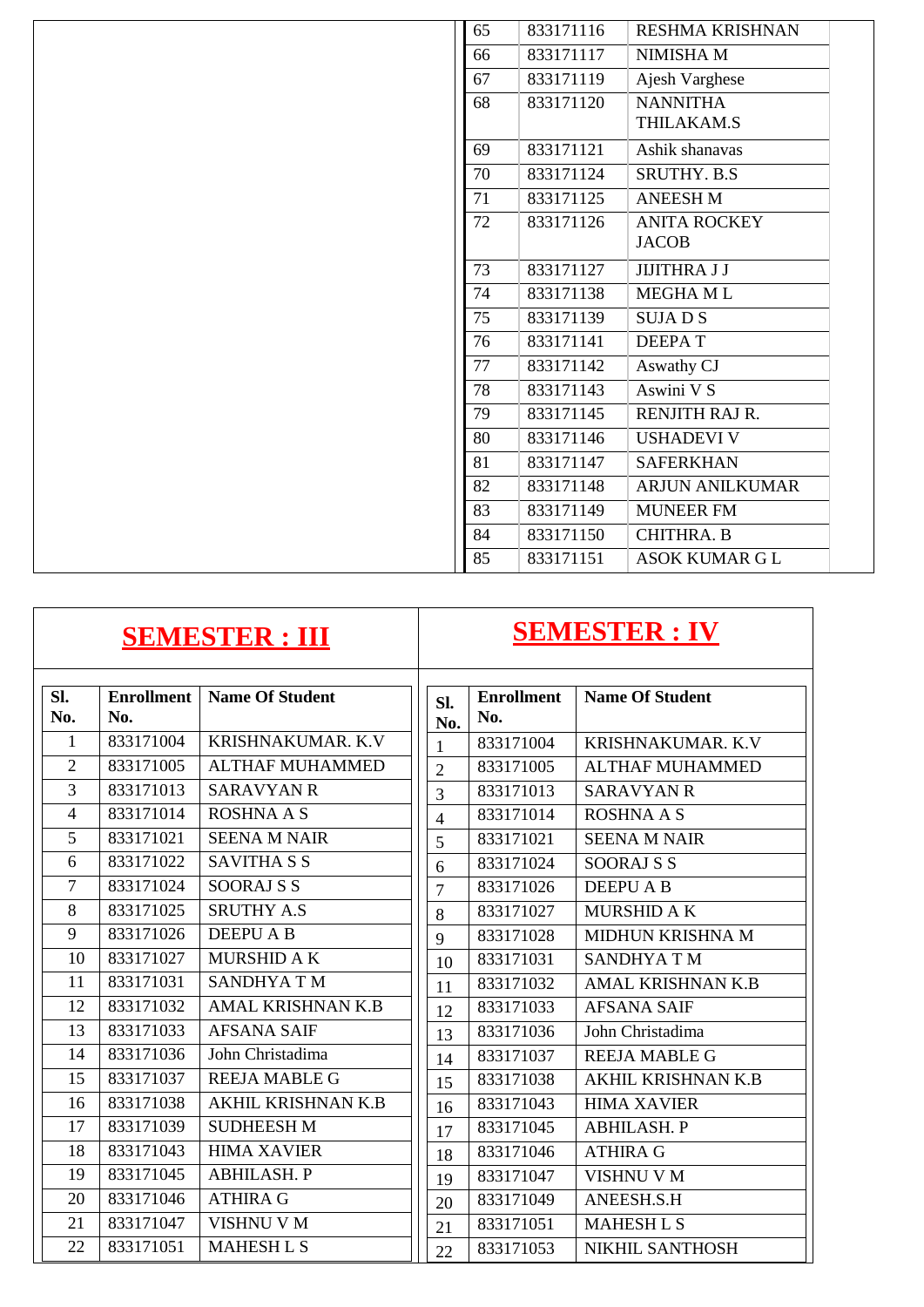| Sl. No. | Enrollment No. | Name Of Student |
|---|---|---|
| 65 | 833171116 | RESHMA KRISHNAN |
| 66 | 833171117 | NIMISHA M |
| 67 | 833171119 | Ajesh Varghese |
| 68 | 833171120 | NANNITHA THILAKAM.S |
| 69 | 833171121 | Ashik shanavas |
| 70 | 833171124 | SRUTHY. B.S |
| 71 | 833171125 | ANEESH M |
| 72 | 833171126 | ANITA ROCKEY JACOB |
| 73 | 833171127 | JIJITHRA J J |
| 74 | 833171138 | MEGHA M L |
| 75 | 833171139 | SUJA D S |
| 76 | 833171141 | DEEPA T |
| 77 | 833171142 | Aswathy CJ |
| 78 | 833171143 | Aswini V S |
| 79 | 833171145 | RENJITH RAJ R. |
| 80 | 833171146 | USHADEVI V |
| 81 | 833171147 | SAFERKHAN |
| 82 | 833171148 | ARJUN ANILKUMAR |
| 83 | 833171149 | MUNEER FM |
| 84 | 833171150 | CHITHRA. B |
| 85 | 833171151 | ASOK KUMAR G L |

## SEMESTER : III

| Sl. No. | Enrollment No. | Name Of Student |
|---|---|---|
| 1 | 833171004 | KRISHNAKUMAR. K.V |
| 2 | 833171005 | ALTHAF MUHAMMED |
| 3 | 833171013 | SARAVYAN R |
| 4 | 833171014 | ROSHNA A S |
| 5 | 833171021 | SEENA M NAIR |
| 6 | 833171022 | SAVITHA S S |
| 7 | 833171024 | SOORAJ S S |
| 8 | 833171025 | SRUTHY A.S |
| 9 | 833171026 | DEEPU A B |
| 10 | 833171027 | MURSHID A K |
| 11 | 833171031 | SANDHYA T M |
| 12 | 833171032 | AMAL KRISHNAN K.B |
| 13 | 833171033 | AFSANA SAIF |
| 14 | 833171036 | John Christadima |
| 15 | 833171037 | REEJA MABLE G |
| 16 | 833171038 | AKHIL KRISHNAN K.B |
| 17 | 833171039 | SUDHEESH M |
| 18 | 833171043 | HIMA XAVIER |
| 19 | 833171045 | ABHILASH. P |
| 20 | 833171046 | ATHIRA G |
| 21 | 833171047 | VISHNU V M |
| 22 | 833171051 | MAHESH L S |

## SEMESTER : IV

| Sl. No. | Enrollment No. | Name Of Student |
|---|---|---|
| 1 | 833171004 | KRISHNAKUMAR. K.V |
| 2 | 833171005 | ALTHAF MUHAMMED |
| 3 | 833171013 | SARAVYAN R |
| 4 | 833171014 | ROSHNA A S |
| 5 | 833171021 | SEENA M NAIR |
| 6 | 833171024 | SOORAJ S S |
| 7 | 833171026 | DEEPU A B |
| 8 | 833171027 | MURSHID A K |
| 9 | 833171028 | MIDHUN KRISHNA M |
| 10 | 833171031 | SANDHYA T M |
| 11 | 833171032 | AMAL KRISHNAN K.B |
| 12 | 833171033 | AFSANA SAIF |
| 13 | 833171036 | John Christadima |
| 14 | 833171037 | REEJA MABLE G |
| 15 | 833171038 | AKHIL KRISHNAN K.B |
| 16 | 833171043 | HIMA XAVIER |
| 17 | 833171045 | ABHILASH. P |
| 18 | 833171046 | ATHIRA G |
| 19 | 833171047 | VISHNU V M |
| 20 | 833171049 | ANEESH.S.H |
| 21 | 833171051 | MAHESH L S |
| 22 | 833171053 | NIKHIL SANTHOSH |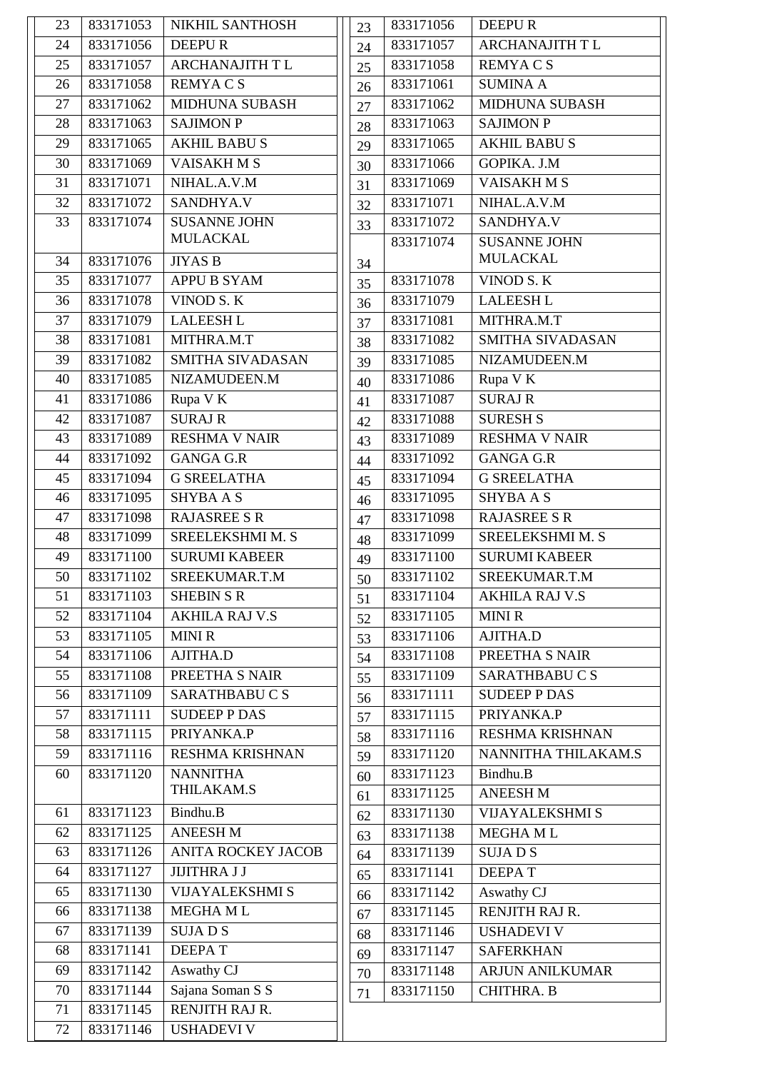| 23 | 833171053 | NIKHIL SANTHOSH |
|---|---|---|
| 24 | 833171056 | DEEPU R |
| 25 | 833171057 | ARCHANAJITH T L |
| 26 | 833171058 | REMYA C S |
| 27 | 833171062 | MIDHUNA SUBASH |
| 28 | 833171063 | SAJIMON P |
| 29 | 833171065 | AKHIL BABU S |
| 30 | 833171069 | VAISAKH M S |
| 31 | 833171071 | NIHAL.A.V.M |
| 32 | 833171072 | SANDHYA.V |
| 33 | 833171074 | SUSANNE JOHN MULACKAL |
| 34 | 833171076 | JIYAS B |
| 35 | 833171077 | APPU B SYAM |
| 36 | 833171078 | VINOD S. K |
| 37 | 833171079 | LALEESH L |
| 38 | 833171081 | MITHRA.M.T |
| 39 | 833171082 | SMITHA SIVADASAN |
| 40 | 833171085 | NIZAMUDEEN.M |
| 41 | 833171086 | Rupa V K |
| 42 | 833171087 | SURAJ R |
| 43 | 833171089 | RESHMA V NAIR |
| 44 | 833171092 | GANGA G.R |
| 45 | 833171094 | G SREELATHA |
| 46 | 833171095 | SHYBA A S |
| 47 | 833171098 | RAJASREE S R |
| 48 | 833171099 | SREELEKSHMI M. S |
| 49 | 833171100 | SURUMI KABEER |
| 50 | 833171102 | SREEKUMAR.T.M |
| 51 | 833171103 | SHEBIN S R |
| 52 | 833171104 | AKHILA RAJ V.S |
| 53 | 833171105 | MINI R |
| 54 | 833171106 | AJITHA.D |
| 55 | 833171108 | PREETHA S NAIR |
| 56 | 833171109 | SARATHBABU C S |
| 57 | 833171111 | SUDEEP P DAS |
| 58 | 833171115 | PRIYANKA.P |
| 59 | 833171116 | RESHMA KRISHNAN |
| 60 | 833171120 | NANNITHA THILAKAM.S |
| 61 | 833171123 | Bindhu.B |
| 62 | 833171125 | ANEESH M |
| 63 | 833171126 | ANITA ROCKEY JACOB |
| 64 | 833171127 | JIJITHRA J J |
| 65 | 833171130 | VIJAYALEKSHMI S |
| 66 | 833171138 | MEGHA M L |
| 67 | 833171139 | SUJA D S |
| 68 | 833171141 | DEEPA T |
| 69 | 833171142 | Aswathy CJ |
| 70 | 833171144 | Sajana Soman S S |
| 71 | 833171145 | RENJITH RAJ R. |
| 72 | 833171146 | USHADEVI V |

| 23 | 833171056 | DEEPU R |
|---|---|---|
| 24 | 833171057 | ARCHANAJITH T L |
| 25 | 833171058 | REMYA C S |
| 26 | 833171061 | SUMINA A |
| 27 | 833171062 | MIDHUNA SUBASH |
| 28 | 833171063 | SAJIMON P |
| 29 | 833171065 | AKHIL BABU S |
| 30 | 833171066 | GOPIKA. J.M |
| 31 | 833171069 | VAISAKH M S |
| 32 | 833171071 | NIHAL.A.V.M |
| 33 | 833171072 | SANDHYA.V |
| 34 | 833171074 | SUSANNE JOHN MULACKAL |
| 35 | 833171078 | VINOD S. K |
| 36 | 833171079 | LALEESH L |
| 37 | 833171081 | MITHRA.M.T |
| 38 | 833171082 | SMITHA SIVADASAN |
| 39 | 833171085 | NIZAMUDEEN.M |
| 40 | 833171086 | Rupa V K |
| 41 | 833171087 | SURAJ R |
| 42 | 833171088 | SURESH S |
| 43 | 833171089 | RESHMA V NAIR |
| 44 | 833171092 | GANGA G.R |
| 45 | 833171094 | G SREELATHA |
| 46 | 833171095 | SHYBA A S |
| 47 | 833171098 | RAJASREE S R |
| 48 | 833171099 | SREELEKSHMI M. S |
| 49 | 833171100 | SURUMI KABEER |
| 50 | 833171102 | SREEKUMAR.T.M |
| 51 | 833171104 | AKHILA RAJ V.S |
| 52 | 833171105 | MINI R |
| 53 | 833171106 | AJITHA.D |
| 54 | 833171108 | PREETHA S NAIR |
| 55 | 833171109 | SARATHBABU C S |
| 56 | 833171111 | SUDEEP P DAS |
| 57 | 833171115 | PRIYANKA.P |
| 58 | 833171116 | RESHMA KRISHNAN |
| 59 | 833171120 | NANNITHA THILAKAM.S |
| 60 | 833171123 | Bindhu.B |
| 61 | 833171125 | ANEESH M |
| 62 | 833171130 | VIJAYALEKSHMI S |
| 63 | 833171138 | MEGHA M L |
| 64 | 833171139 | SUJA D S |
| 65 | 833171141 | DEEPA T |
| 66 | 833171142 | Aswathy CJ |
| 67 | 833171145 | RENJITH RAJ R. |
| 68 | 833171146 | USHADEVI V |
| 69 | 833171147 | SAFERKHAN |
| 70 | 833171148 | ARJUN ANILKUMAR |
| 71 | 833171150 | CHITHRA. B |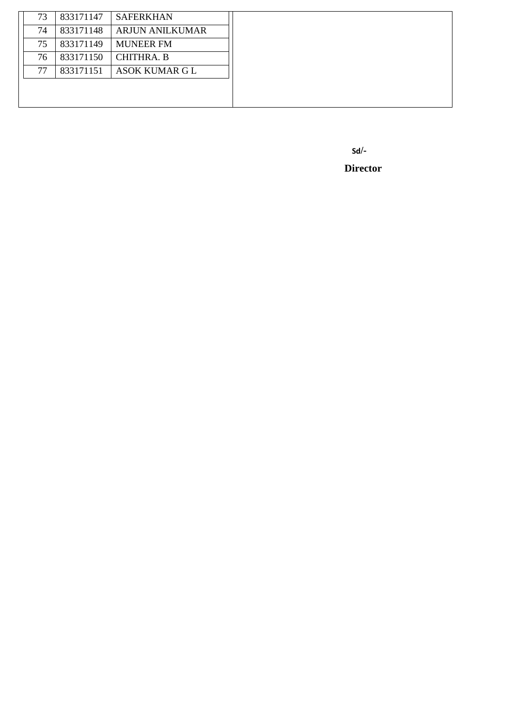| | | |
|---|---|---|
| 73 | 833171147 | SAFERKHAN |
| 74 | 833171148 | ARJUN ANILKUMAR |
| 75 | 833171149 | MUNEER FM |
| 76 | 833171150 | CHITHRA. B |
| 77 | 833171151 | ASOK KUMAR G L |

Sd/-

**Director**